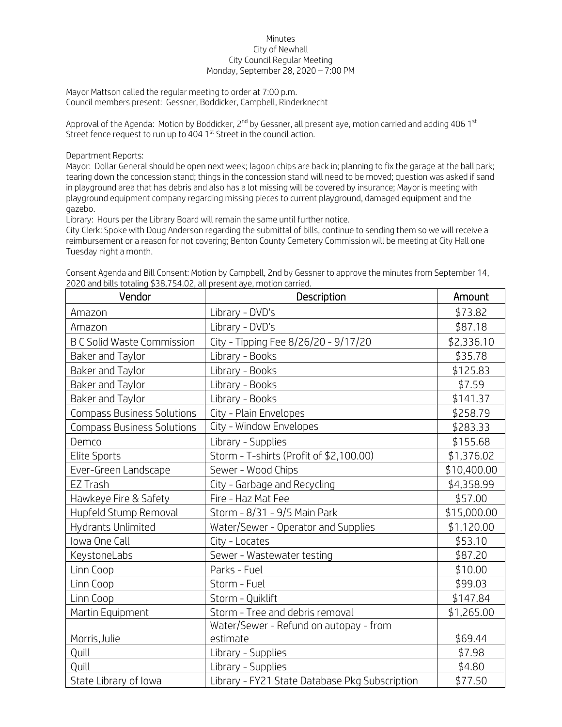Minutes
City of Newhall
City Council Regular Meeting
Monday, September 28, 2020 – 7:00 PM

Mayor Mattson called the regular meeting to order at 7:00 p.m.
Council members present: Gessner, Boddicker, Campbell, Rinderknecht

Approval of the Agenda: Motion by Boddicker, 2nd by Gessner, all present aye, motion carried and adding 406 1st Street fence request to run up to 404 1st Street in the council action.

Department Reports:
Mayor: Dollar General should be open next week; lagoon chips are back in; planning to fix the garage at the ball park; tearing down the concession stand; things in the concession stand will need to be moved; question was asked if sand in playground area that has debris and also has a lot missing will be covered by insurance; Mayor is meeting with playground equipment company regarding missing pieces to current playground, damaged equipment and the gazebo.
Library: Hours per the Library Board will remain the same until further notice.
City Clerk: Spoke with Doug Anderson regarding the submittal of bills, continue to sending them so we will receive a reimbursement or a reason for not covering; Benton County Cemetery Commission will be meeting at City Hall one Tuesday night a month.

Consent Agenda and Bill Consent: Motion by Campbell, 2nd by Gessner to approve the minutes from September 14, 2020 and bills totaling $38,754.02, all present aye, motion carried.

| Vendor | Description | Amount |
|---|---|---|
| Amazon | Library - DVD's | $73.82 |
| Amazon | Library - DVD's | $87.18 |
| B C Solid Waste Commission | City - Tipping Fee 8/26/20 - 9/17/20 | $2,336.10 |
| Baker and Taylor | Library - Books | $35.78 |
| Baker and Taylor | Library - Books | $125.83 |
| Baker and Taylor | Library - Books | $7.59 |
| Baker and Taylor | Library - Books | $141.37 |
| Compass Business Solutions | City - Plain Envelopes | $258.79 |
| Compass Business Solutions | City - Window Envelopes | $283.33 |
| Demco | Library - Supplies | $155.68 |
| Elite Sports | Storm - T-shirts (Profit of $2,100.00) | $1,376.02 |
| Ever-Green Landscape | Sewer - Wood Chips | $10,400.00 |
| EZ Trash | City - Garbage and Recycling | $4,358.99 |
| Hawkeye Fire & Safety | Fire - Haz Mat Fee | $57.00 |
| Hupfeld Stump Removal | Storm - 8/31 - 9/5 Main Park | $15,000.00 |
| Hydrants Unlimited | Water/Sewer - Operator and Supplies | $1,120.00 |
| Iowa One Call | City - Locates | $53.10 |
| KeystoneLabs | Sewer - Wastewater testing | $87.20 |
| Linn Coop | Parks - Fuel | $10.00 |
| Linn Coop | Storm - Fuel | $99.03 |
| Linn Coop | Storm - Quiklift | $147.84 |
| Martin Equipment | Storm - Tree and debris removal | $1,265.00 |
| Morris,Julie | Water/Sewer - Refund on autopay - from estimate | $69.44 |
| Quill | Library - Supplies | $7.98 |
| Quill | Library - Supplies | $4.80 |
| State Library of Iowa | Library - FY21 State Database Pkg Subscription | $77.50 |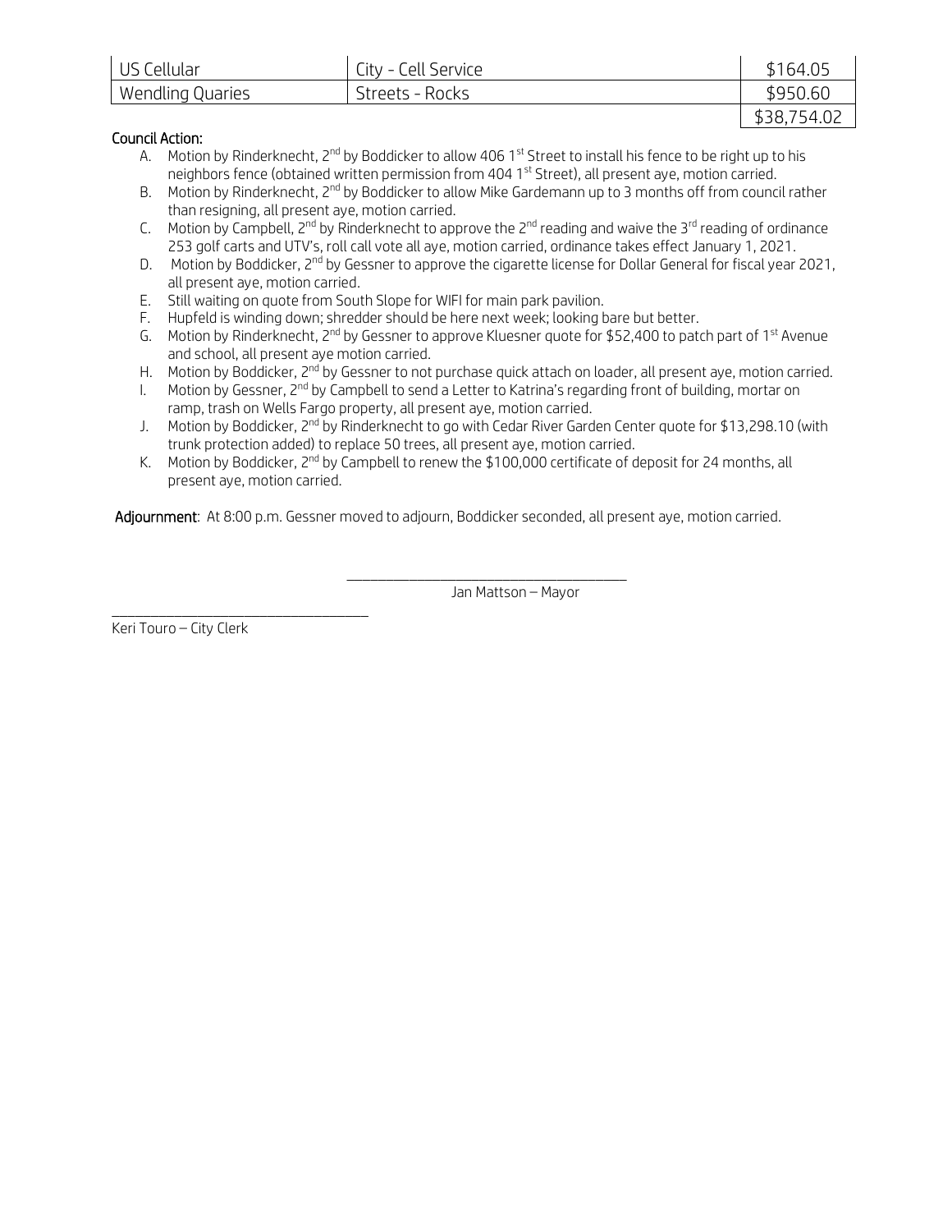| | | |
|---|---|---|
| US Cellular | City - Cell Service | \$164.05 |
| Wendling Quaries | Streets - Rocks | \$950.60 |
| | | \$38,754.02 |

**Council Action:**

A. Motion by Rinderknecht, 2nd by Boddicker to allow 406 1st Street to install his fence to be right up to his neighbors fence (obtained written permission from 404 1st Street), all present aye, motion carried.

B. Motion by Rinderknecht, 2nd by Boddicker to allow Mike Gardemann up to 3 months off from council rather than resigning, all present aye, motion carried.

C. Motion by Campbell, 2nd by Rinderknecht to approve the 2nd reading and waive the 3rd reading of ordinance 253 golf carts and UTV's, roll call vote all aye, motion carried, ordinance takes effect January 1, 2021.

D. Motion by Boddicker, 2nd by Gessner to approve the cigarette license for Dollar General for fiscal year 2021, all present aye, motion carried.

E. Still waiting on quote from South Slope for WIFI for main park pavilion.

F. Hupfeld is winding down; shredder should be here next week; looking bare but better.

G. Motion by Rinderknecht, 2nd by Gessner to approve Kluesner quote for \$52,400 to patch part of 1st Avenue and school, all present aye motion carried.

H. Motion by Boddicker, 2nd by Gessner to not purchase quick attach on loader, all present aye, motion carried.

I. Motion by Gessner, 2nd by Campbell to send a Letter to Katrina's regarding front of building, mortar on ramp, trash on Wells Fargo property, all present aye, motion carried.

J. Motion by Boddicker, 2nd by Rinderknecht to go with Cedar River Garden Center quote for \$13,298.10 (with trunk protection added) to replace 50 trees, all present aye, motion carried.

K. Motion by Boddicker, 2nd by Campbell to renew the \$100,000 certificate of deposit for 24 months, all present aye, motion carried.

**Adjournment**: At 8:00 p.m. Gessner moved to adjourn, Boddicker seconded, all present aye, motion carried.

\_\_\_\_\_\_\_\_\_\_\_\_\_\_\_\_\_\_\_\_\_\_\_\_\_\_\_\_\_\_\_\_\_\_\_\_\_\_

Jan Mattson – Mayor

\_\_\_\_\_\_\_\_\_\_\_\_\_\_\_\_\_\_\_\_\_\_\_\_\_\_\_\_\_\_\_\_\_\_\_\_\_\_

Keri Touro – City Clerk